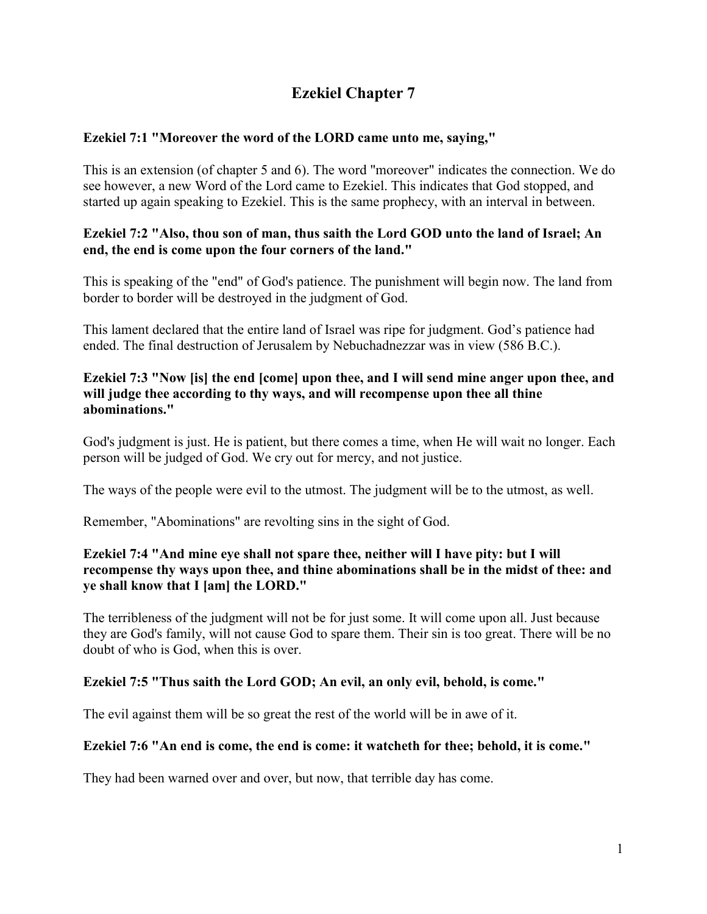# Ezekiel Chapter 7

**Ezekiel 7:1 "Moreover the word of the LORD came unto me, saying,"**

This is an extension (of chapter 5 and 6). The word "moreover" indicates the connection. We do see however, a new Word of the Lord came to Ezekiel. This indicates that God stopped, and started up again speaking to Ezekiel. This is the same prophecy, with an interval in between.

**Ezekiel 7:2 "Also, thou son of man, thus saith the Lord GOD unto the land of Israel; An end, the end is come upon the four corners of the land."**

This is speaking of the "end" of God's patience. The punishment will begin now. The land from border to border will be destroyed in the judgment of God.

This lament declared that the entire land of Israel was ripe for judgment. God's patience had ended. The final destruction of Jerusalem by Nebuchadnezzar was in view (586 B.C.).

**Ezekiel 7:3 "Now [is] the end [come] upon thee, and I will send mine anger upon thee, and will judge thee according to thy ways, and will recompense upon thee all thine abominations."**

God's judgment is just. He is patient, but there comes a time, when He will wait no longer. Each person will be judged of God. We cry out for mercy, and not justice.

The ways of the people were evil to the utmost. The judgment will be to the utmost, as well.

Remember, "Abominations" are revolting sins in the sight of God.

**Ezekiel 7:4 "And mine eye shall not spare thee, neither will I have pity: but I will recompense thy ways upon thee, and thine abominations shall be in the midst of thee: and ye shall know that I [am] the LORD."**

The terribleness of the judgment will not be for just some. It will come upon all. Just because they are God's family, will not cause God to spare them. Their sin is too great. There will be no doubt of who is God, when this is over.

**Ezekiel 7:5 "Thus saith the Lord GOD; An evil, an only evil, behold, is come."**

The evil against them will be so great the rest of the world will be in awe of it.

**Ezekiel 7:6 "An end is come, the end is come: it watcheth for thee; behold, it is come."**

They had been warned over and over, but now, that terrible day has come.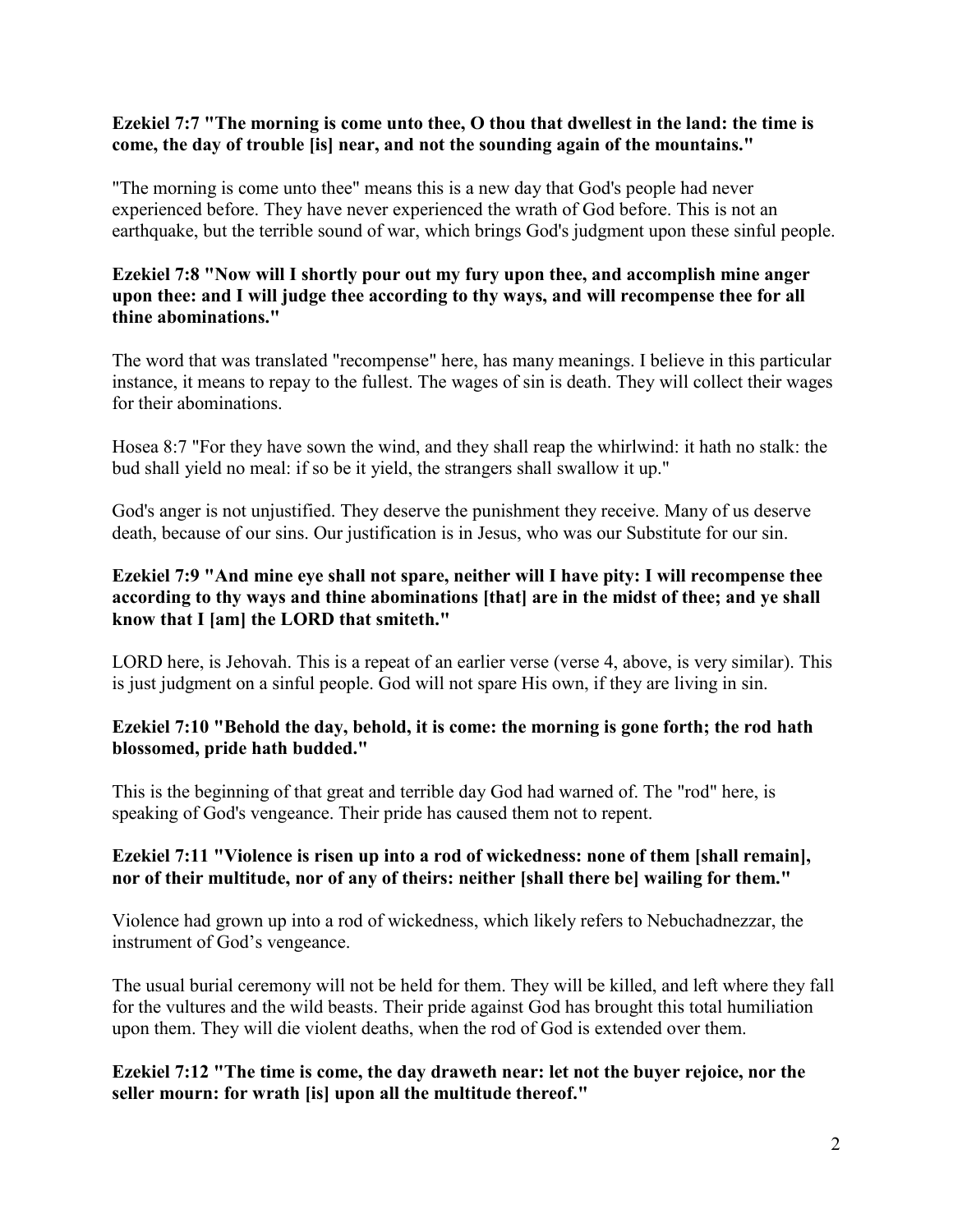**Ezekiel 7:7 "The morning is come unto thee, O thou that dwellest in the land: the time is come, the day of trouble [is] near, and not the sounding again of the mountains."**

"The morning is come unto thee" means this is a new day that God's people had never experienced before. They have never experienced the wrath of God before. This is not an earthquake, but the terrible sound of war, which brings God's judgment upon these sinful people.

**Ezekiel 7:8 "Now will I shortly pour out my fury upon thee, and accomplish mine anger upon thee: and I will judge thee according to thy ways, and will recompense thee for all thine abominations."**

The word that was translated "recompense" here, has many meanings. I believe in this particular instance, it means to repay to the fullest. The wages of sin is death. They will collect their wages for their abominations.

Hosea 8:7 "For they have sown the wind, and they shall reap the whirlwind: it hath no stalk: the bud shall yield no meal: if so be it yield, the strangers shall swallow it up."

God's anger is not unjustified. They deserve the punishment they receive. Many of us deserve death, because of our sins. Our justification is in Jesus, who was our Substitute for our sin.

**Ezekiel 7:9 "And mine eye shall not spare, neither will I have pity: I will recompense thee according to thy ways and thine abominations [that] are in the midst of thee; and ye shall know that I [am] the LORD that smiteth."**

LORD here, is Jehovah. This is a repeat of an earlier verse (verse 4, above, is very similar). This is just judgment on a sinful people. God will not spare His own, if they are living in sin.

**Ezekiel 7:10 "Behold the day, behold, it is come: the morning is gone forth; the rod hath blossomed, pride hath budded."**

This is the beginning of that great and terrible day God had warned of. The "rod" here, is speaking of God's vengeance. Their pride has caused them not to repent.

**Ezekiel 7:11 "Violence is risen up into a rod of wickedness: none of them [shall remain], nor of their multitude, nor of any of theirs: neither [shall there be] wailing for them."**

Violence had grown up into a rod of wickedness, which likely refers to Nebuchadnezzar, the instrument of God's vengeance.

The usual burial ceremony will not be held for them. They will be killed, and left where they fall for the vultures and the wild beasts. Their pride against God has brought this total humiliation upon them. They will die violent deaths, when the rod of God is extended over them.

**Ezekiel 7:12 "The time is come, the day draweth near: let not the buyer rejoice, nor the seller mourn: for wrath [is] upon all the multitude thereof."**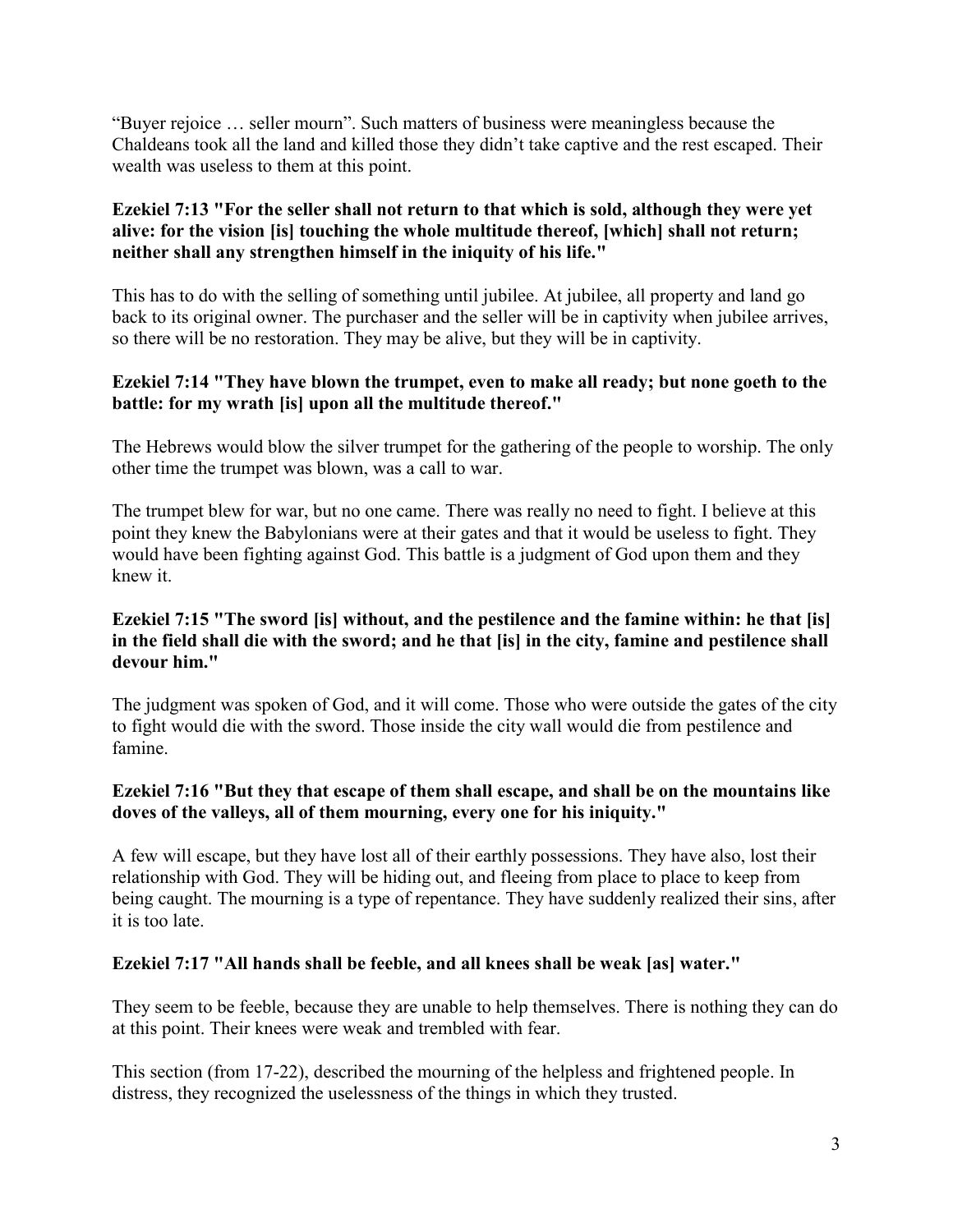"Buyer rejoice … seller mourn". Such matters of business were meaningless because the Chaldeans took all the land and killed those they didn't take captive and the rest escaped. Their wealth was useless to them at this point.

**Ezekiel 7:13 "For the seller shall not return to that which is sold, although they were yet alive: for the vision [is] touching the whole multitude thereof, [which] shall not return; neither shall any strengthen himself in the iniquity of his life."**

This has to do with the selling of something until jubilee. At jubilee, all property and land go back to its original owner. The purchaser and the seller will be in captivity when jubilee arrives, so there will be no restoration. They may be alive, but they will be in captivity.

**Ezekiel 7:14 "They have blown the trumpet, even to make all ready; but none goeth to the battle: for my wrath [is] upon all the multitude thereof."**

The Hebrews would blow the silver trumpet for the gathering of the people to worship. The only other time the trumpet was blown, was a call to war.

The trumpet blew for war, but no one came. There was really no need to fight. I believe at this point they knew the Babylonians were at their gates and that it would be useless to fight. They would have been fighting against God. This battle is a judgment of God upon them and they knew it.

**Ezekiel 7:15 "The sword [is] without, and the pestilence and the famine within: he that [is] in the field shall die with the sword; and he that [is] in the city, famine and pestilence shall devour him."**

The judgment was spoken of God, and it will come. Those who were outside the gates of the city to fight would die with the sword. Those inside the city wall would die from pestilence and famine.

**Ezekiel 7:16 "But they that escape of them shall escape, and shall be on the mountains like doves of the valleys, all of them mourning, every one for his iniquity."**

A few will escape, but they have lost all of their earthly possessions. They have also, lost their relationship with God. They will be hiding out, and fleeing from place to place to keep from being caught. The mourning is a type of repentance. They have suddenly realized their sins, after it is too late.

**Ezekiel 7:17 "All hands shall be feeble, and all knees shall be weak [as] water."**

They seem to be feeble, because they are unable to help themselves. There is nothing they can do at this point. Their knees were weak and trembled with fear.

This section (from 17-22), described the mourning of the helpless and frightened people. In distress, they recognized the uselessness of the things in which they trusted.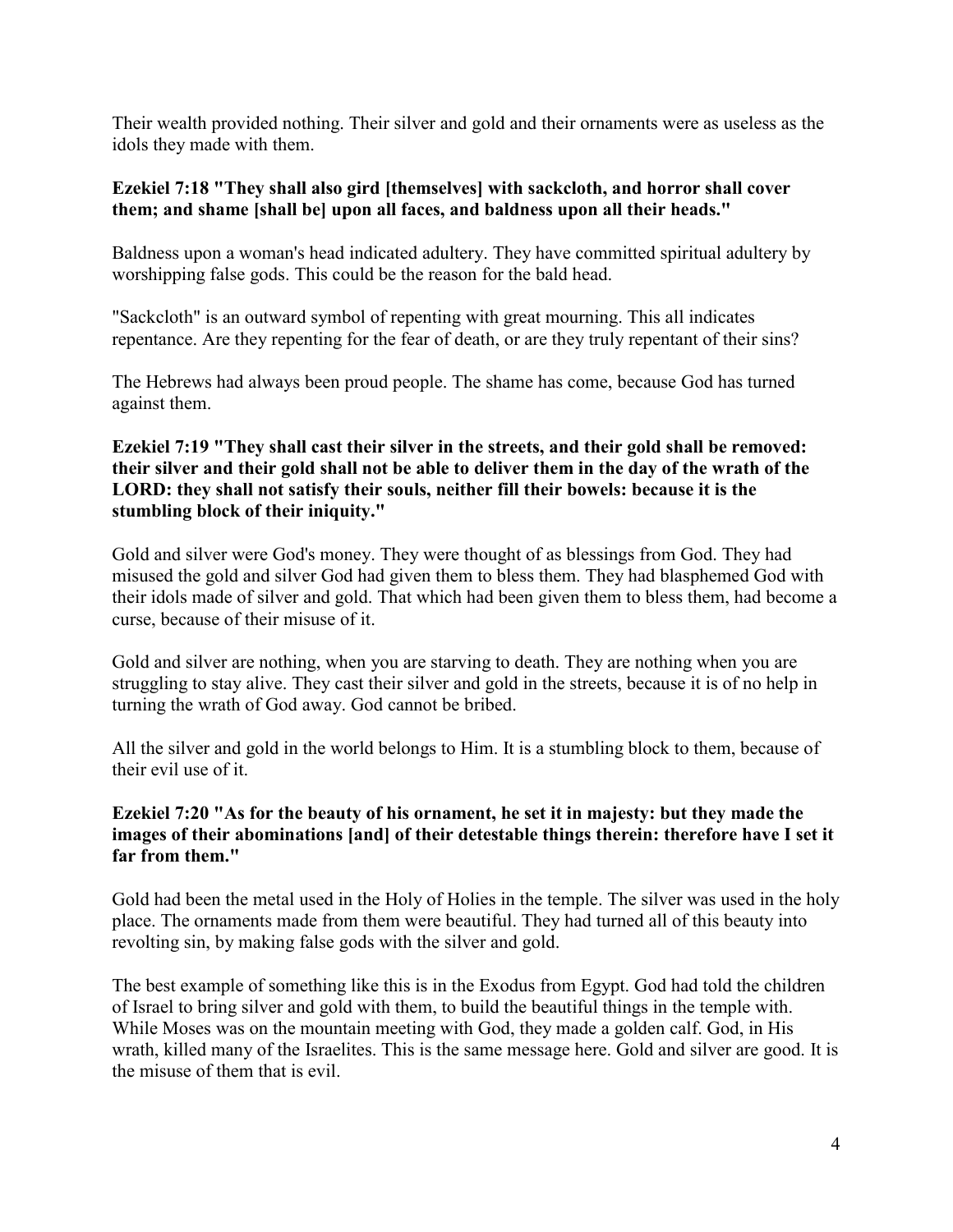Their wealth provided nothing. Their silver and gold and their ornaments were as useless as the idols they made with them.

**Ezekiel 7:18 "They shall also gird [themselves] with sackcloth, and horror shall cover them; and shame [shall be] upon all faces, and baldness upon all their heads."**

Baldness upon a woman's head indicated adultery. They have committed spiritual adultery by worshipping false gods. This could be the reason for the bald head.

"Sackcloth" is an outward symbol of repenting with great mourning. This all indicates repentance. Are they repenting for the fear of death, or are they truly repentant of their sins?

The Hebrews had always been proud people. The shame has come, because God has turned against them.

**Ezekiel 7:19 "They shall cast their silver in the streets, and their gold shall be removed: their silver and their gold shall not be able to deliver them in the day of the wrath of the LORD: they shall not satisfy their souls, neither fill their bowels: because it is the stumbling block of their iniquity."**

Gold and silver were God's money. They were thought of as blessings from God. They had misused the gold and silver God had given them to bless them. They had blasphemed God with their idols made of silver and gold. That which had been given them to bless them, had become a curse, because of their misuse of it.

Gold and silver are nothing, when you are starving to death. They are nothing when you are struggling to stay alive. They cast their silver and gold in the streets, because it is of no help in turning the wrath of God away. God cannot be bribed.

All the silver and gold in the world belongs to Him. It is a stumbling block to them, because of their evil use of it.

**Ezekiel 7:20 "As for the beauty of his ornament, he set it in majesty: but they made the images of their abominations [and] of their detestable things therein: therefore have I set it far from them."**

Gold had been the metal used in the Holy of Holies in the temple. The silver was used in the holy place. The ornaments made from them were beautiful. They had turned all of this beauty into revolting sin, by making false gods with the silver and gold.

The best example of something like this is in the Exodus from Egypt. God had told the children of Israel to bring silver and gold with them, to build the beautiful things in the temple with. While Moses was on the mountain meeting with God, they made a golden calf. God, in His wrath, killed many of the Israelites. This is the same message here. Gold and silver are good. It is the misuse of them that is evil.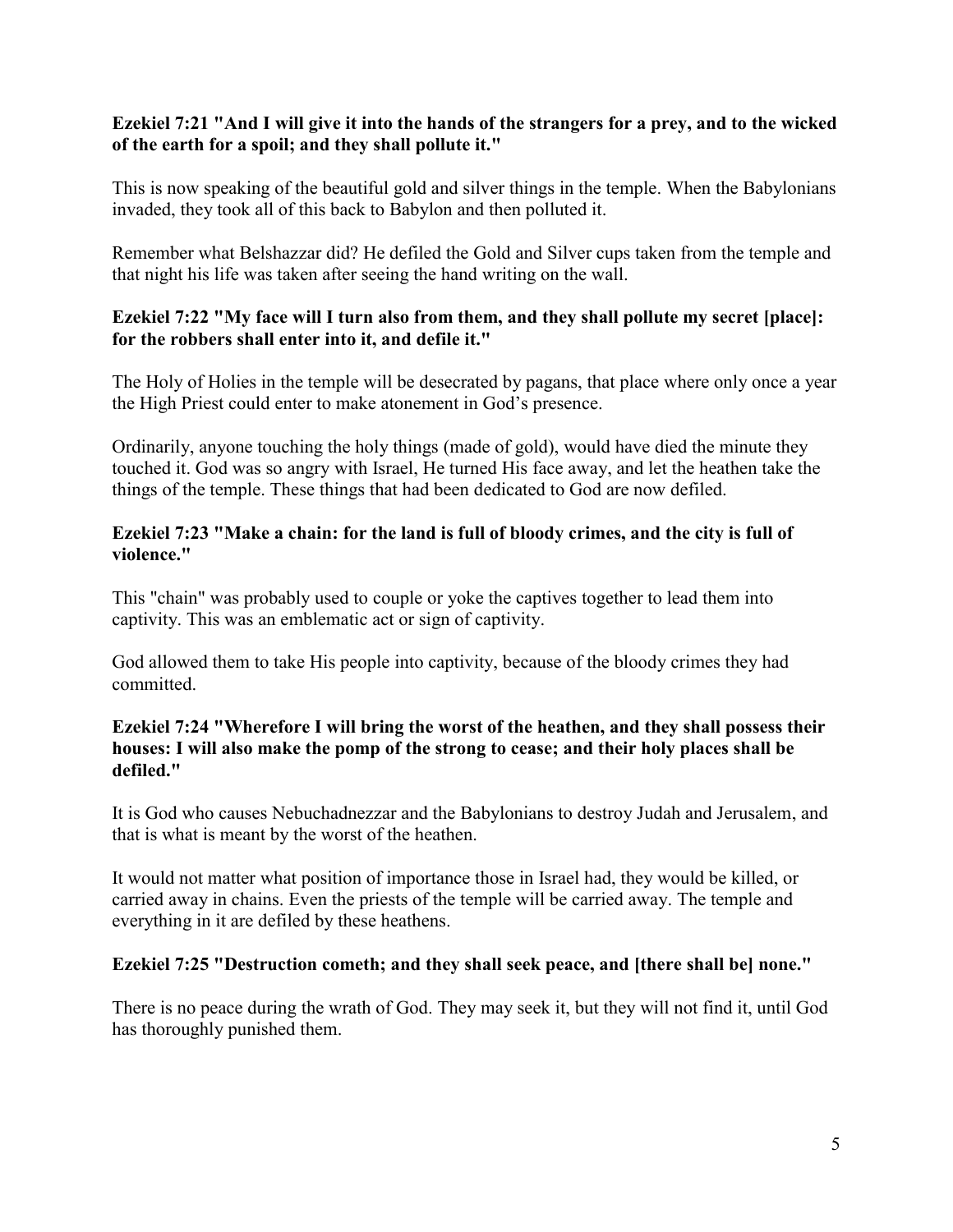**Ezekiel 7:21 "And I will give it into the hands of the strangers for a prey, and to the wicked of the earth for a spoil; and they shall pollute it."**

This is now speaking of the beautiful gold and silver things in the temple. When the Babylonians invaded, they took all of this back to Babylon and then polluted it.

Remember what Belshazzar did? He defiled the Gold and Silver cups taken from the temple and that night his life was taken after seeing the hand writing on the wall.

**Ezekiel 7:22 "My face will I turn also from them, and they shall pollute my secret [place]: for the robbers shall enter into it, and defile it."**

The Holy of Holies in the temple will be desecrated by pagans, that place where only once a year the High Priest could enter to make atonement in God's presence.

Ordinarily, anyone touching the holy things (made of gold), would have died the minute they touched it. God was so angry with Israel, He turned His face away, and let the heathen take the things of the temple. These things that had been dedicated to God are now defiled.

**Ezekiel 7:23 "Make a chain: for the land is full of bloody crimes, and the city is full of violence."**

This "chain" was probably used to couple or yoke the captives together to lead them into captivity. This was an emblematic act or sign of captivity.

God allowed them to take His people into captivity, because of the bloody crimes they had committed.

**Ezekiel 7:24 "Wherefore I will bring the worst of the heathen, and they shall possess their houses: I will also make the pomp of the strong to cease; and their holy places shall be defiled."**

It is God who causes Nebuchadnezzar and the Babylonians to destroy Judah and Jerusalem, and that is what is meant by the worst of the heathen.

It would not matter what position of importance those in Israel had, they would be killed, or carried away in chains. Even the priests of the temple will be carried away. The temple and everything in it are defiled by these heathens.

**Ezekiel 7:25 "Destruction cometh; and they shall seek peace, and [there shall be] none."**

There is no peace during the wrath of God. They may seek it, but they will not find it, until God has thoroughly punished them.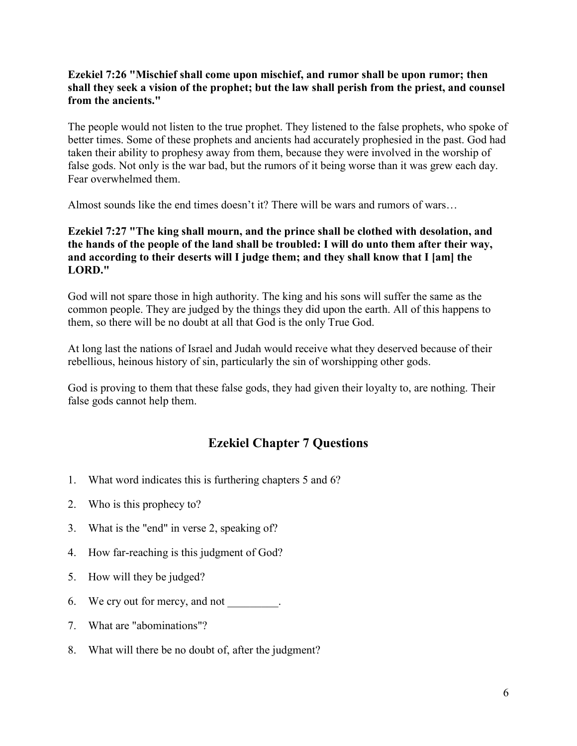**Ezekiel 7:26 "Mischief shall come upon mischief, and rumor shall be upon rumor; then shall they seek a vision of the prophet; but the law shall perish from the priest, and counsel from the ancients."**

The people would not listen to the true prophet. They listened to the false prophets, who spoke of better times. Some of these prophets and ancients had accurately prophesied in the past. God had taken their ability to prophesy away from them, because they were involved in the worship of false gods. Not only is the war bad, but the rumors of it being worse than it was grew each day. Fear overwhelmed them.

Almost sounds like the end times doesn't it? There will be wars and rumors of wars…

**Ezekiel 7:27 "The king shall mourn, and the prince shall be clothed with desolation, and the hands of the people of the land shall be troubled: I will do unto them after their way, and according to their deserts will I judge them; and they shall know that I [am] the LORD."**

God will not spare those in high authority. The king and his sons will suffer the same as the common people. They are judged by the things they did upon the earth. All of this happens to them, so there will be no doubt at all that God is the only True God.

At long last the nations of Israel and Judah would receive what they deserved because of their rebellious, heinous history of sin, particularly the sin of worshipping other gods.

God is proving to them that these false gods, they had given their loyalty to, are nothing. Their false gods cannot help them.

## Ezekiel Chapter 7 Questions

1. What word indicates this is furthering chapters 5 and 6?
2. Who is this prophecy to?
3. What is the "end" in verse 2, speaking of?
4. How far-reaching is this judgment of God?
5. How will they be judged?
6. We cry out for mercy, and not _________.
7. What are "abominations"?
8. What will there be no doubt of, after the judgment?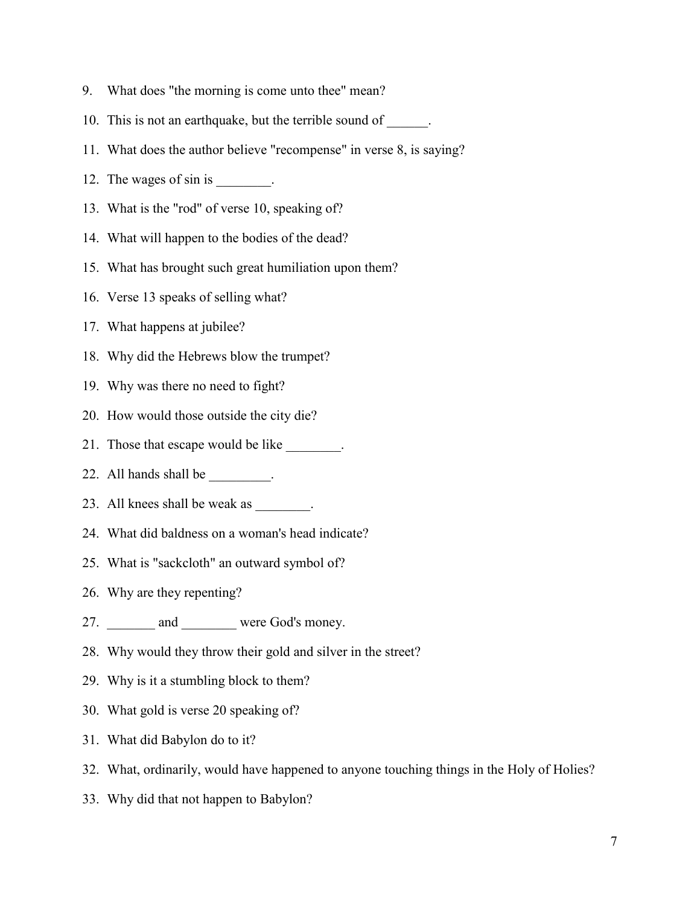9. What does "the morning is come unto thee" mean?
10. This is not an earthquake, but the terrible sound of ______.
11. What does the author believe "recompense" in verse 8, is saying?
12. The wages of sin is ________.
13. What is the "rod" of verse 10, speaking of?
14. What will happen to the bodies of the dead?
15. What has brought such great humiliation upon them?
16. Verse 13 speaks of selling what?
17. What happens at jubilee?
18. Why did the Hebrews blow the trumpet?
19. Why was there no need to fight?
20. How would those outside the city die?
21. Those that escape would be like ________.
22. All hands shall be _________.
23. All knees shall be weak as ________.
24. What did baldness on a woman's head indicate?
25. What is "sackcloth" an outward symbol of?
26. Why are they repenting?
27. _______ and ________ were God's money.
28. Why would they throw their gold and silver in the street?
29. Why is it a stumbling block to them?
30. What gold is verse 20 speaking of?
31. What did Babylon do to it?
32. What, ordinarily, would have happened to anyone touching things in the Holy of Holies?
33. Why did that not happen to Babylon?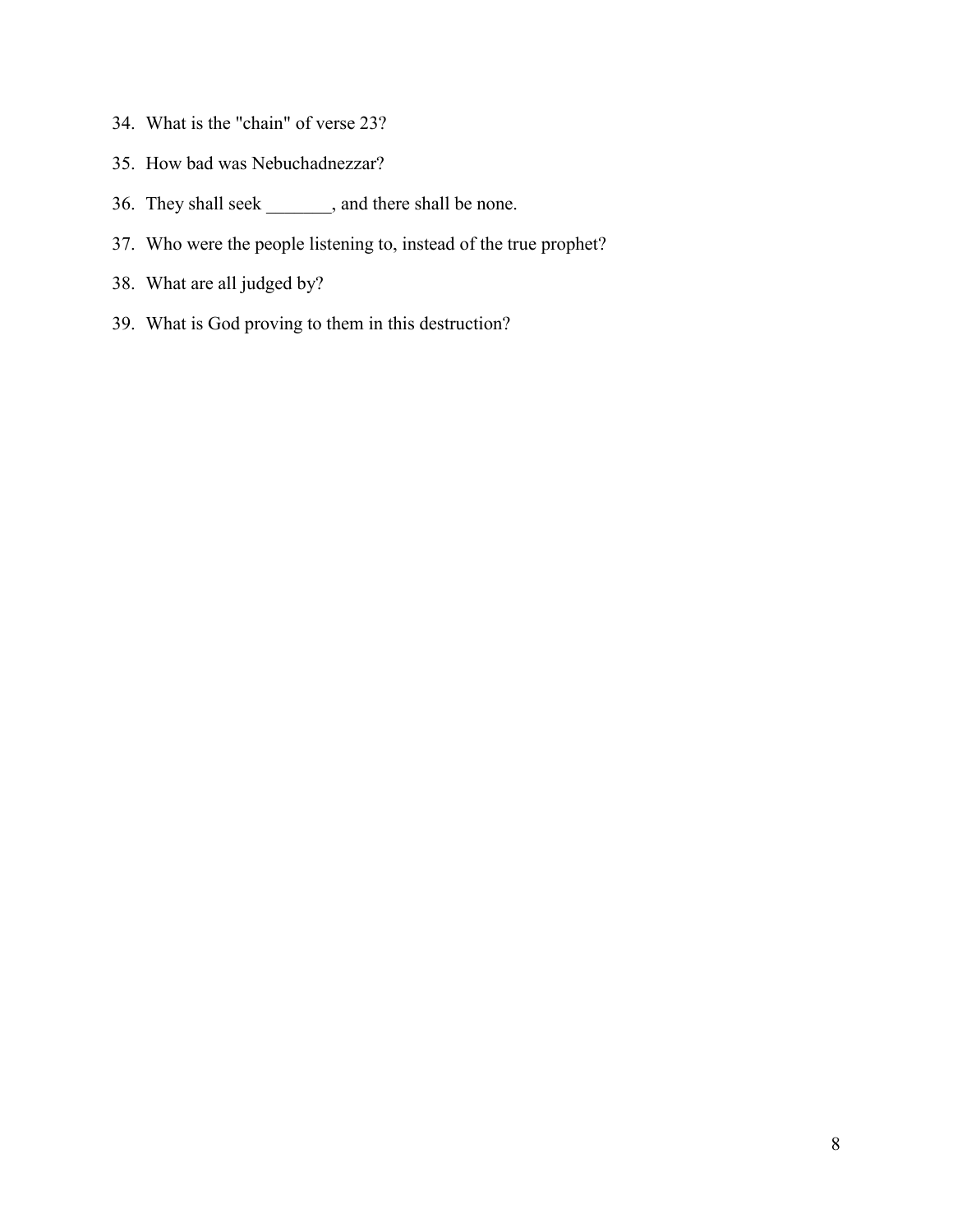34. What is the "chain" of verse 23?
35. How bad was Nebuchadnezzar?
36. They shall seek _______, and there shall be none.
37. Who were the people listening to, instead of the true prophet?
38. What are all judged by?
39. What is God proving to them in this destruction?